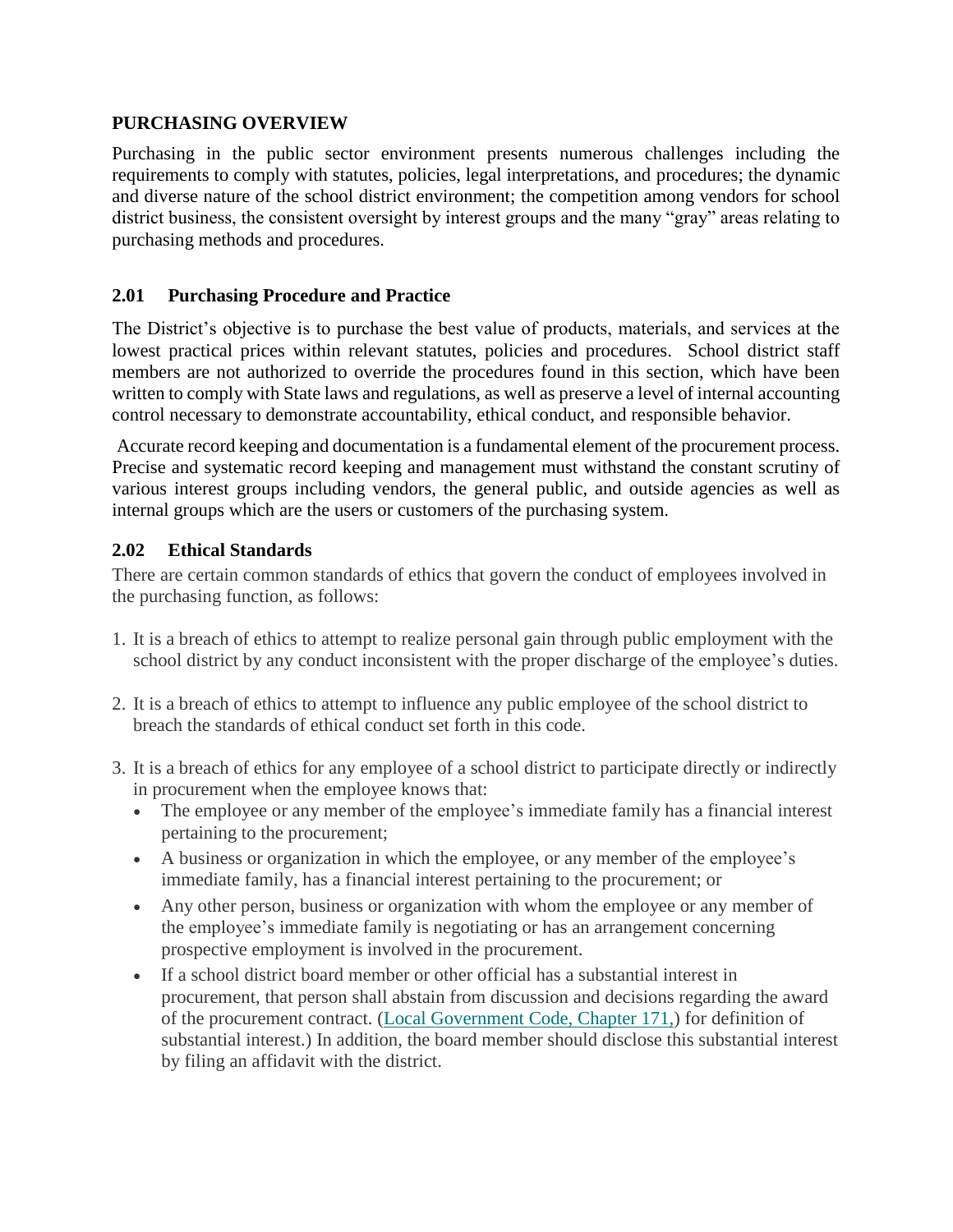## PURCHASING OVERVIEW

Purchasing in the public sector environment presents numerous challenges including the requirements to comply with statutes, policies, legal interpretations, and procedures; the dynamic and diverse nature of the school district environment; the competition among vendors for school district business, the consistent oversight by interest groups and the many "gray" areas relating to purchasing methods and procedures.

### 2.01 Purchasing Procedure and Practice

The District's objective is to purchase the best value of products, materials, and services at the lowest practical prices within relevant statutes, policies and procedures. School district staff members are not authorized to override the procedures found in this section, which have been written to comply with State laws and regulations, as well as preserve a level of internal accounting control necessary to demonstrate accountability, ethical conduct, and responsible behavior.

Accurate record keeping and documentation is a fundamental element of the procurement process. Precise and systematic record keeping and management must withstand the constant scrutiny of various interest groups including vendors, the general public, and outside agencies as well as internal groups which are the users or customers of the purchasing system.

### 2.02 Ethical Standards

There are certain common standards of ethics that govern the conduct of employees involved in the purchasing function, as follows:

1. It is a breach of ethics to attempt to realize personal gain through public employment with the school district by any conduct inconsistent with the proper discharge of the employee's duties.

2. It is a breach of ethics to attempt to influence any public employee of the school district to breach the standards of ethical conduct set forth in this code.

3. It is a breach of ethics for any employee of a school district to participate directly or indirectly in procurement when the employee knows that:
   - The employee or any member of the employee's immediate family has a financial interest pertaining to the procurement;
   - A business or organization in which the employee, or any member of the employee's immediate family, has a financial interest pertaining to the procurement; or
   - Any other person, business or organization with whom the employee or any member of the employee's immediate family is negotiating or has an arrangement concerning prospective employment is involved in the procurement.
   - If a school district board member or other official has a substantial interest in procurement, that person shall abstain from discussion and decisions regarding the award of the procurement contract. (Local Government Code, Chapter 171,) for definition of substantial interest.) In addition, the board member should disclose this substantial interest by filing an affidavit with the district.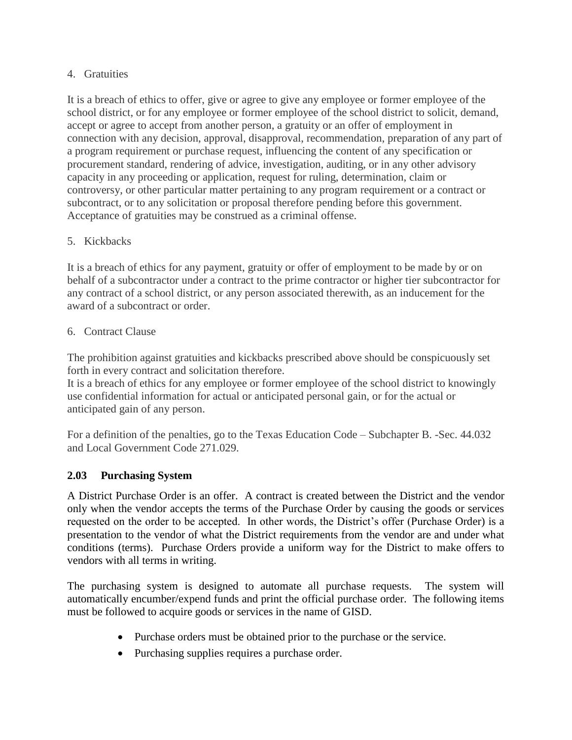4. Gratuities

It is a breach of ethics to offer, give or agree to give any employee or former employee of the school district, or for any employee or former employee of the school district to solicit, demand, accept or agree to accept from another person, a gratuity or an offer of employment in connection with any decision, approval, disapproval, recommendation, preparation of any part of a program requirement or purchase request, influencing the content of any specification or procurement standard, rendering of advice, investigation, auditing, or in any other advisory capacity in any proceeding or application, request for ruling, determination, claim or controversy, or other particular matter pertaining to any program requirement or a contract or subcontract, or to any solicitation or proposal therefore pending before this government. Acceptance of gratuities may be construed as a criminal offense.

5. Kickbacks

It is a breach of ethics for any payment, gratuity or offer of employment to be made by or on behalf of a subcontractor under a contract to the prime contractor or higher tier subcontractor for any contract of a school district, or any person associated therewith, as an inducement for the award of a subcontract or order.

6. Contract Clause

The prohibition against gratuities and kickbacks prescribed above should be conspicuously set forth in every contract and solicitation therefore.
It is a breach of ethics for any employee or former employee of the school district to knowingly use confidential information for actual or anticipated personal gain, or for the actual or anticipated gain of any person.

For a definition of the penalties, go to the Texas Education Code – Subchapter B. -Sec. 44.032 and Local Government Code 271.029.

### 2.03 Purchasing System

A District Purchase Order is an offer. A contract is created between the District and the vendor only when the vendor accepts the terms of the Purchase Order by causing the goods or services requested on the order to be accepted. In other words, the District's offer (Purchase Order) is a presentation to the vendor of what the District requirements from the vendor are and under what conditions (terms). Purchase Orders provide a uniform way for the District to make offers to vendors with all terms in writing.

The purchasing system is designed to automate all purchase requests. The system will automatically encumber/expend funds and print the official purchase order. The following items must be followed to acquire goods or services in the name of GISD.

- Purchase orders must be obtained prior to the purchase or the service.
- Purchasing supplies requires a purchase order.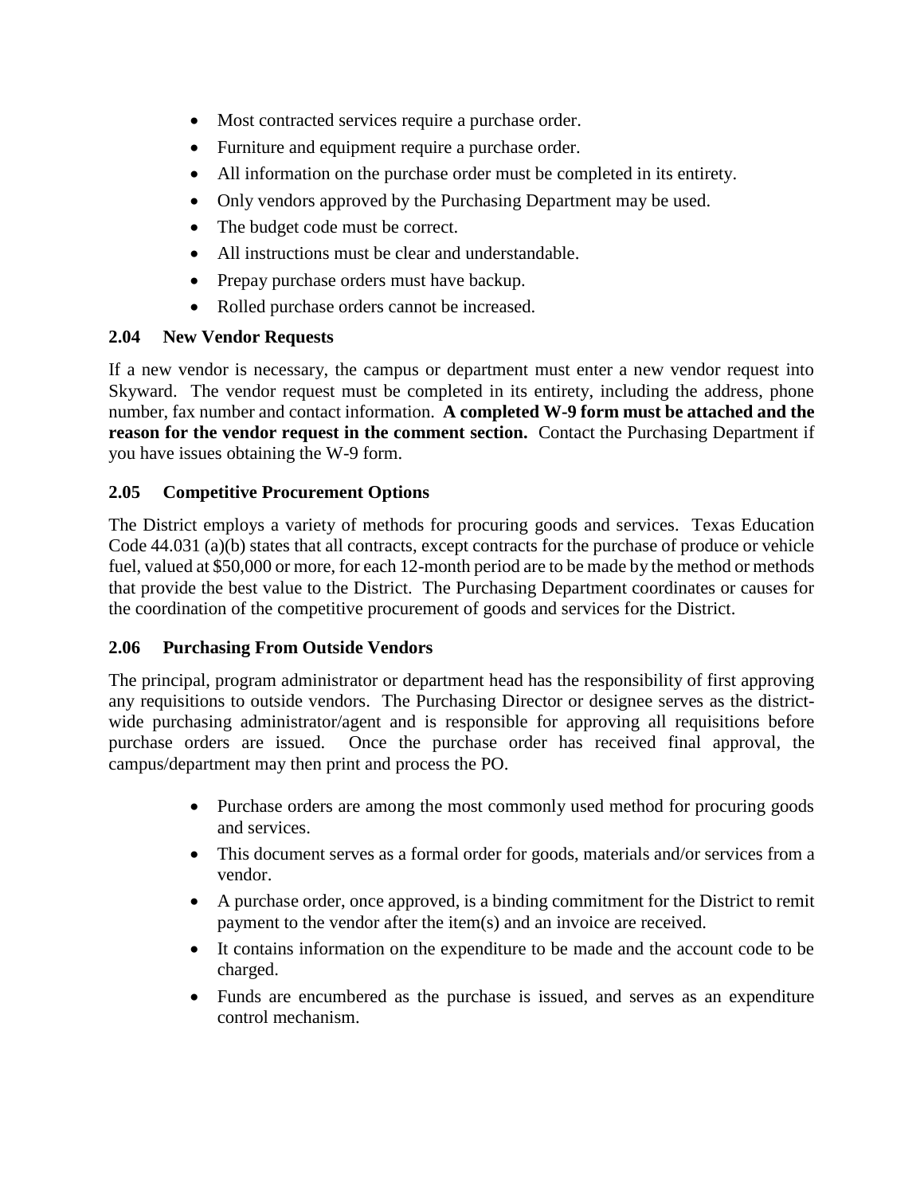- Most contracted services require a purchase order.
- Furniture and equipment require a purchase order.
- All information on the purchase order must be completed in its entirety.
- Only vendors approved by the Purchasing Department may be used.
- The budget code must be correct.
- All instructions must be clear and understandable.
- Prepay purchase orders must have backup.
- Rolled purchase orders cannot be increased.

### 2.04 New Vendor Requests

If a new vendor is necessary, the campus or department must enter a new vendor request into Skyward. The vendor request must be completed in its entirety, including the address, phone number, fax number and contact information. **A completed W-9 form must be attached and the reason for the vendor request in the comment section.** Contact the Purchasing Department if you have issues obtaining the W-9 form.

### 2.05 Competitive Procurement Options

The District employs a variety of methods for procuring goods and services. Texas Education Code 44.031 (a)(b) states that all contracts, except contracts for the purchase of produce or vehicle fuel, valued at $50,000 or more, for each 12-month period are to be made by the method or methods that provide the best value to the District. The Purchasing Department coordinates or causes for the coordination of the competitive procurement of goods and services for the District.

### 2.06 Purchasing From Outside Vendors

The principal, program administrator or department head has the responsibility of first approving any requisitions to outside vendors. The Purchasing Director or designee serves as the district-wide purchasing administrator/agent and is responsible for approving all requisitions before purchase orders are issued. Once the purchase order has received final approval, the campus/department may then print and process the PO.

- Purchase orders are among the most commonly used method for procuring goods and services.
- This document serves as a formal order for goods, materials and/or services from a vendor.
- A purchase order, once approved, is a binding commitment for the District to remit payment to the vendor after the item(s) and an invoice are received.
- It contains information on the expenditure to be made and the account code to be charged.
- Funds are encumbered as the purchase is issued, and serves as an expenditure control mechanism.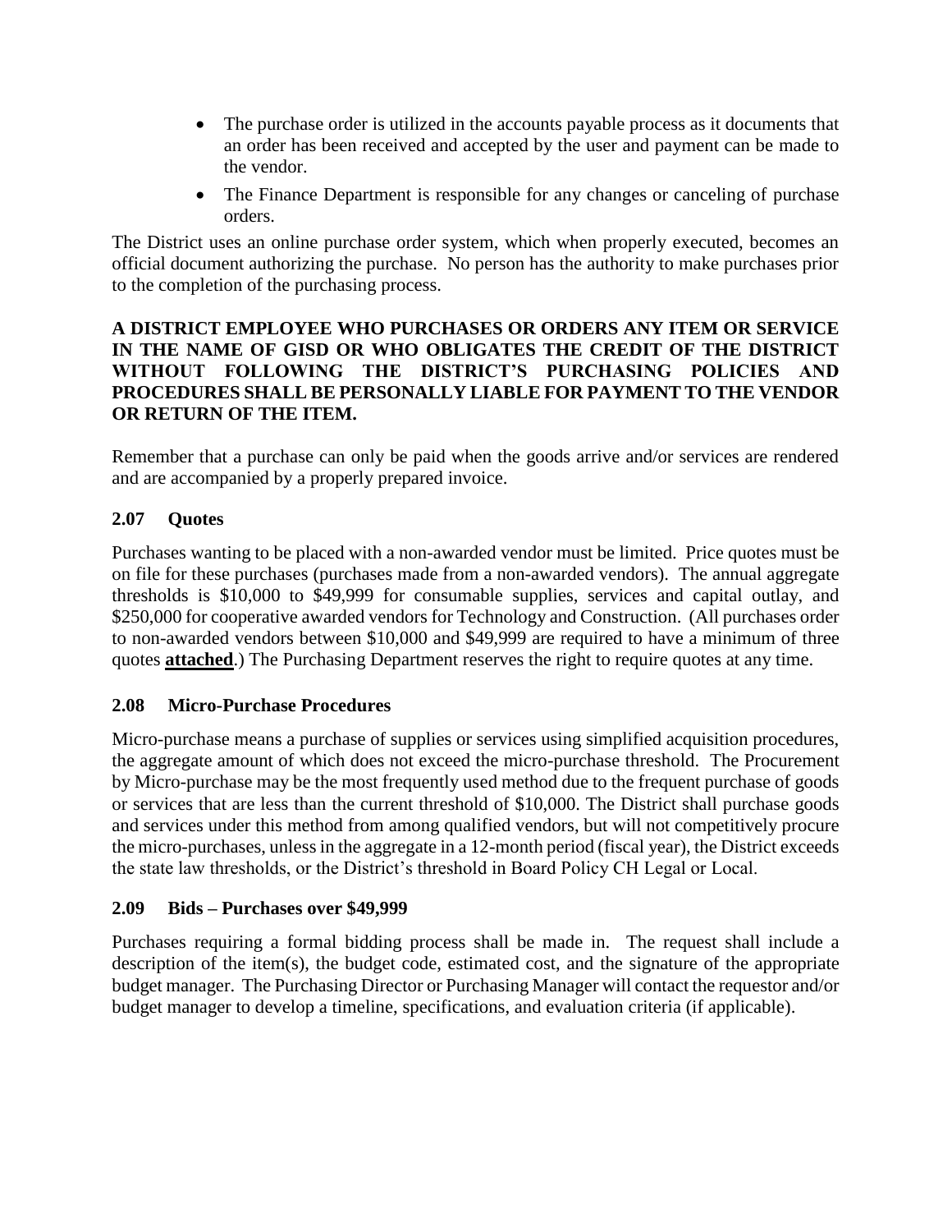- The purchase order is utilized in the accounts payable process as it documents that an order has been received and accepted by the user and payment can be made to the vendor.
- The Finance Department is responsible for any changes or canceling of purchase orders.

The District uses an online purchase order system, which when properly executed, becomes an official document authorizing the purchase. No person has the authority to make purchases prior to the completion of the purchasing process.

**A DISTRICT EMPLOYEE WHO PURCHASES OR ORDERS ANY ITEM OR SERVICE IN THE NAME OF GISD OR WHO OBLIGATES THE CREDIT OF THE DISTRICT WITHOUT FOLLOWING THE DISTRICT'S PURCHASING POLICIES AND PROCEDURES SHALL BE PERSONALLY LIABLE FOR PAYMENT TO THE VENDOR OR RETURN OF THE ITEM.**

Remember that a purchase can only be paid when the goods arrive and/or services are rendered and are accompanied by a properly prepared invoice.

### 2.07 Quotes

Purchases wanting to be placed with a non-awarded vendor must be limited. Price quotes must be on file for these purchases (purchases made from a non-awarded vendors). The annual aggregate thresholds is $10,000 to $49,999 for consumable supplies, services and capital outlay, and $250,000 for cooperative awarded vendors for Technology and Construction. (All purchases order to non-awarded vendors between $10,000 and $49,999 are required to have a minimum of three quotes **attached**.) The Purchasing Department reserves the right to require quotes at any time.

### 2.08 Micro-Purchase Procedures

Micro-purchase means a purchase of supplies or services using simplified acquisition procedures, the aggregate amount of which does not exceed the micro-purchase threshold. The Procurement by Micro-purchase may be the most frequently used method due to the frequent purchase of goods or services that are less than the current threshold of $10,000. The District shall purchase goods and services under this method from among qualified vendors, but will not competitively procure the micro-purchases, unless in the aggregate in a 12-month period (fiscal year), the District exceeds the state law thresholds, or the District's threshold in Board Policy CH Legal or Local.

### 2.09 Bids – Purchases over $49,999

Purchases requiring a formal bidding process shall be made in. The request shall include a description of the item(s), the budget code, estimated cost, and the signature of the appropriate budget manager. The Purchasing Director or Purchasing Manager will contact the requestor and/or budget manager to develop a timeline, specifications, and evaluation criteria (if applicable).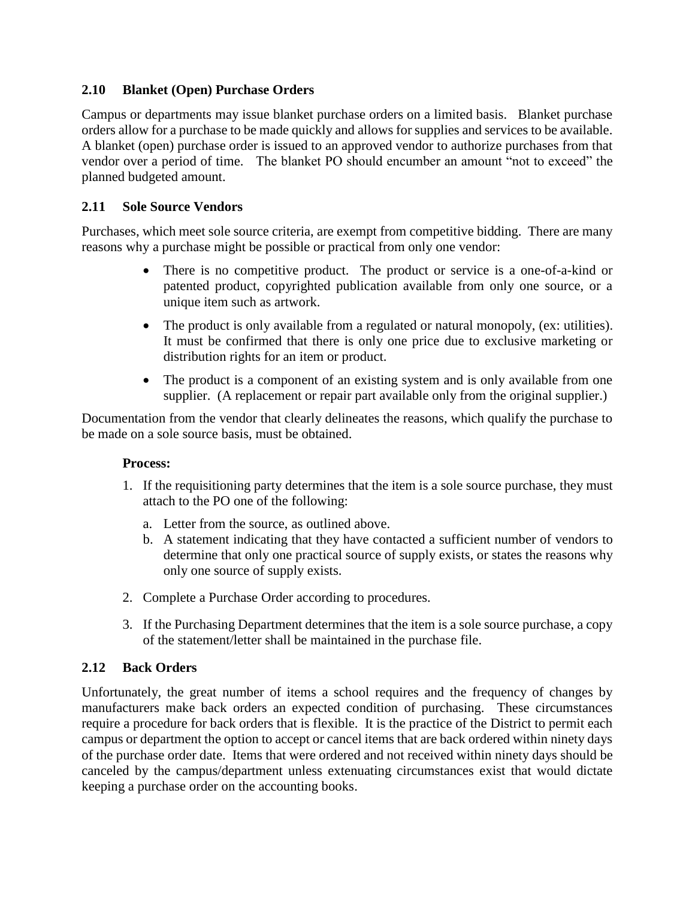## 2.10 Blanket (Open) Purchase Orders

Campus or departments may issue blanket purchase orders on a limited basis. Blanket purchase orders allow for a purchase to be made quickly and allows for supplies and services to be available. A blanket (open) purchase order is issued to an approved vendor to authorize purchases from that vendor over a period of time. The blanket PO should encumber an amount "not to exceed" the planned budgeted amount.

## 2.11 Sole Source Vendors

Purchases, which meet sole source criteria, are exempt from competitive bidding. There are many reasons why a purchase might be possible or practical from only one vendor:

- There is no competitive product. The product or service is a one-of-a-kind or patented product, copyrighted publication available from only one source, or a unique item such as artwork.
- The product is only available from a regulated or natural monopoly, (ex: utilities). It must be confirmed that there is only one price due to exclusive marketing or distribution rights for an item or product.
- The product is a component of an existing system and is only available from one supplier. (A replacement or repair part available only from the original supplier.)

Documentation from the vendor that clearly delineates the reasons, which qualify the purchase to be made on a sole source basis, must be obtained.

**Process:**

1. If the requisitioning party determines that the item is a sole source purchase, they must attach to the PO one of the following:
   a. Letter from the source, as outlined above.
   b. A statement indicating that they have contacted a sufficient number of vendors to determine that only one practical source of supply exists, or states the reasons why only one source of supply exists.
2. Complete a Purchase Order according to procedures.
3. If the Purchasing Department determines that the item is a sole source purchase, a copy of the statement/letter shall be maintained in the purchase file.

## 2.12 Back Orders

Unfortunately, the great number of items a school requires and the frequency of changes by manufacturers make back orders an expected condition of purchasing. These circumstances require a procedure for back orders that is flexible. It is the practice of the District to permit each campus or department the option to accept or cancel items that are back ordered within ninety days of the purchase order date. Items that were ordered and not received within ninety days should be canceled by the campus/department unless extenuating circumstances exist that would dictate keeping a purchase order on the accounting books.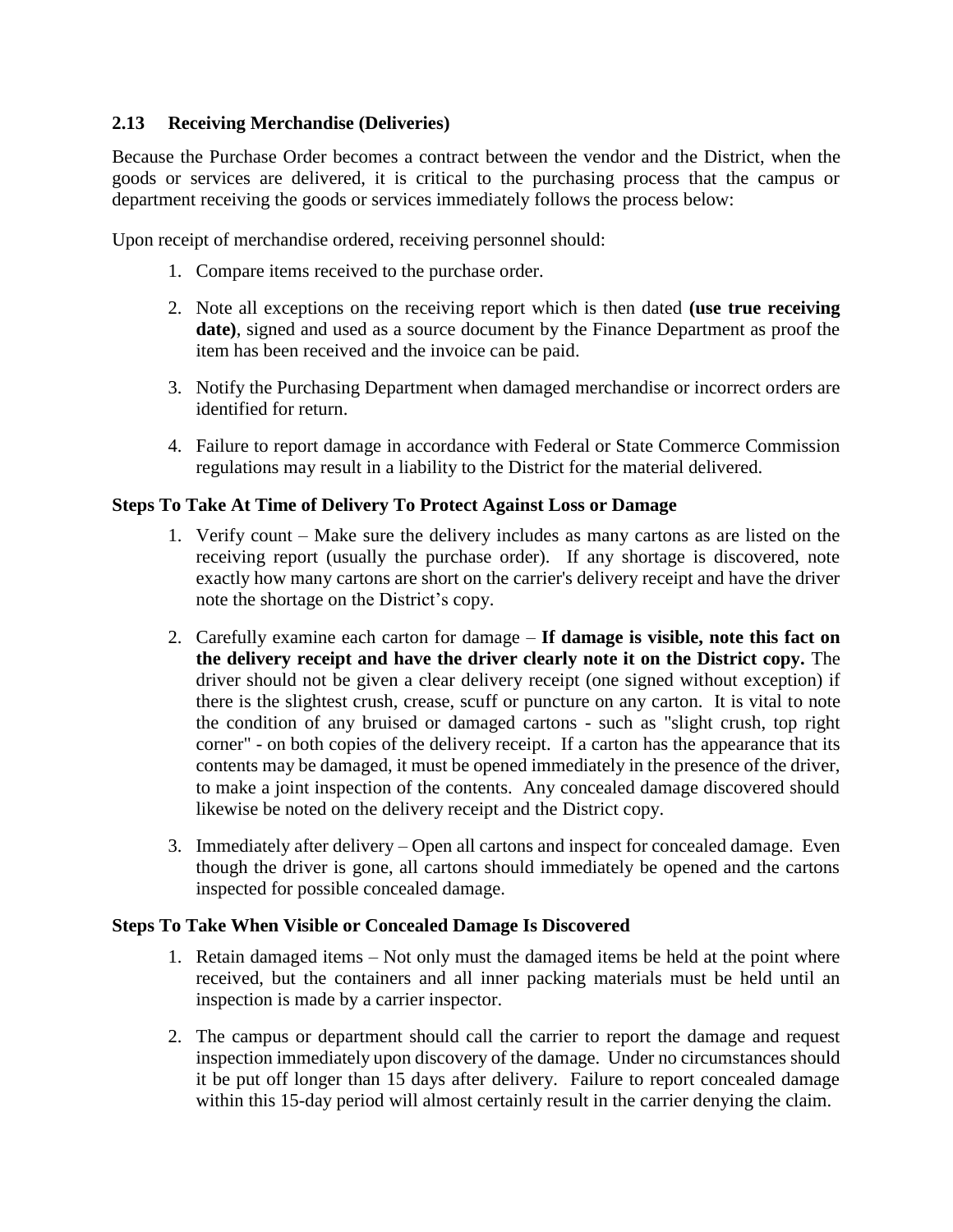## 2.13 Receiving Merchandise (Deliveries)

Because the Purchase Order becomes a contract between the vendor and the District, when the goods or services are delivered, it is critical to the purchasing process that the campus or department receiving the goods or services immediately follows the process below:

Upon receipt of merchandise ordered, receiving personnel should:

1. Compare items received to the purchase order.
2. Note all exceptions on the receiving report which is then dated **(use true receiving date)**, signed and used as a source document by the Finance Department as proof the item has been received and the invoice can be paid.
3. Notify the Purchasing Department when damaged merchandise or incorrect orders are identified for return.
4. Failure to report damage in accordance with Federal or State Commerce Commission regulations may result in a liability to the District for the material delivered.

### Steps To Take At Time of Delivery To Protect Against Loss or Damage

1. Verify count – Make sure the delivery includes as many cartons as are listed on the receiving report (usually the purchase order). If any shortage is discovered, note exactly how many cartons are short on the carrier's delivery receipt and have the driver note the shortage on the District's copy.
2. Carefully examine each carton for damage – **If damage is visible, note this fact on the delivery receipt and have the driver clearly note it on the District copy.** The driver should not be given a clear delivery receipt (one signed without exception) if there is the slightest crush, crease, scuff or puncture on any carton. It is vital to note the condition of any bruised or damaged cartons - such as "slight crush, top right corner" - on both copies of the delivery receipt. If a carton has the appearance that its contents may be damaged, it must be opened immediately in the presence of the driver, to make a joint inspection of the contents. Any concealed damage discovered should likewise be noted on the delivery receipt and the District copy.
3. Immediately after delivery – Open all cartons and inspect for concealed damage. Even though the driver is gone, all cartons should immediately be opened and the cartons inspected for possible concealed damage.

### Steps To Take When Visible or Concealed Damage Is Discovered

1. Retain damaged items – Not only must the damaged items be held at the point where received, but the containers and all inner packing materials must be held until an inspection is made by a carrier inspector.
2. The campus or department should call the carrier to report the damage and request inspection immediately upon discovery of the damage. Under no circumstances should it be put off longer than 15 days after delivery. Failure to report concealed damage within this 15-day period will almost certainly result in the carrier denying the claim.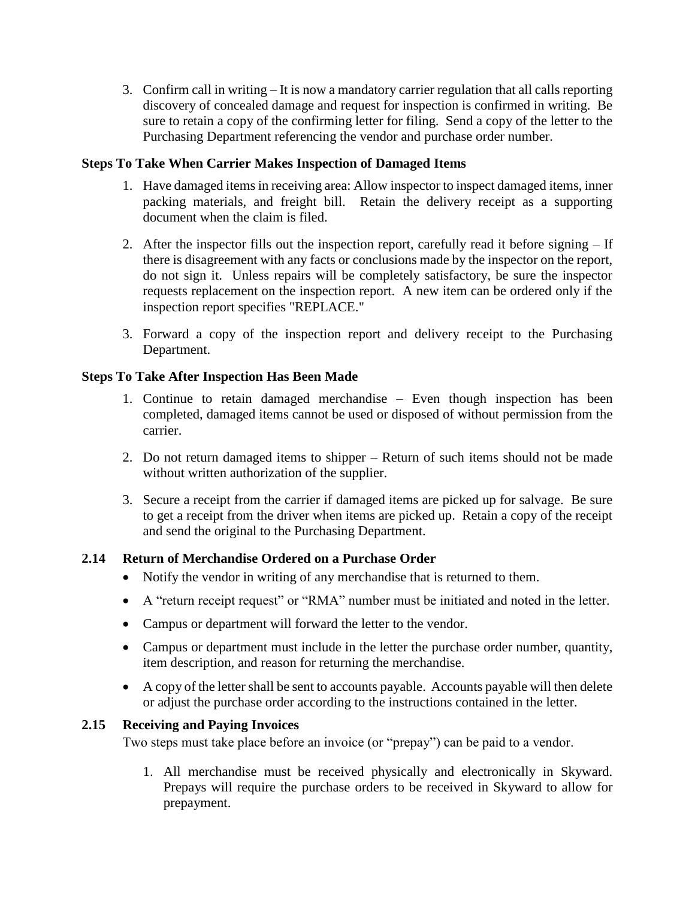3. Confirm call in writing – It is now a mandatory carrier regulation that all calls reporting discovery of concealed damage and request for inspection is confirmed in writing. Be sure to retain a copy of the confirming letter for filing. Send a copy of the letter to the Purchasing Department referencing the vendor and purchase order number.

**Steps To Take When Carrier Makes Inspection of Damaged Items**

1. Have damaged items in receiving area: Allow inspector to inspect damaged items, inner packing materials, and freight bill. Retain the delivery receipt as a supporting document when the claim is filed.

2. After the inspector fills out the inspection report, carefully read it before signing – If there is disagreement with any facts or conclusions made by the inspector on the report, do not sign it. Unless repairs will be completely satisfactory, be sure the inspector requests replacement on the inspection report. A new item can be ordered only if the inspection report specifies "REPLACE."

3. Forward a copy of the inspection report and delivery receipt to the Purchasing Department.

**Steps To Take After Inspection Has Been Made**

1. Continue to retain damaged merchandise – Even though inspection has been completed, damaged items cannot be used or disposed of without permission from the carrier.

2. Do not return damaged items to shipper – Return of such items should not be made without written authorization of the supplier.

3. Secure a receipt from the carrier if damaged items are picked up for salvage. Be sure to get a receipt from the driver when items are picked up. Retain a copy of the receipt and send the original to the Purchasing Department.

## 2.14 Return of Merchandise Ordered on a Purchase Order

- Notify the vendor in writing of any merchandise that is returned to them.
- A "return receipt request" or "RMA" number must be initiated and noted in the letter.
- Campus or department will forward the letter to the vendor.
- Campus or department must include in the letter the purchase order number, quantity, item description, and reason for returning the merchandise.
- A copy of the letter shall be sent to accounts payable. Accounts payable will then delete or adjust the purchase order according to the instructions contained in the letter.

## 2.15 Receiving and Paying Invoices

Two steps must take place before an invoice (or "prepay") can be paid to a vendor.

1. All merchandise must be received physically and electronically in Skyward. Prepays will require the purchase orders to be received in Skyward to allow for prepayment.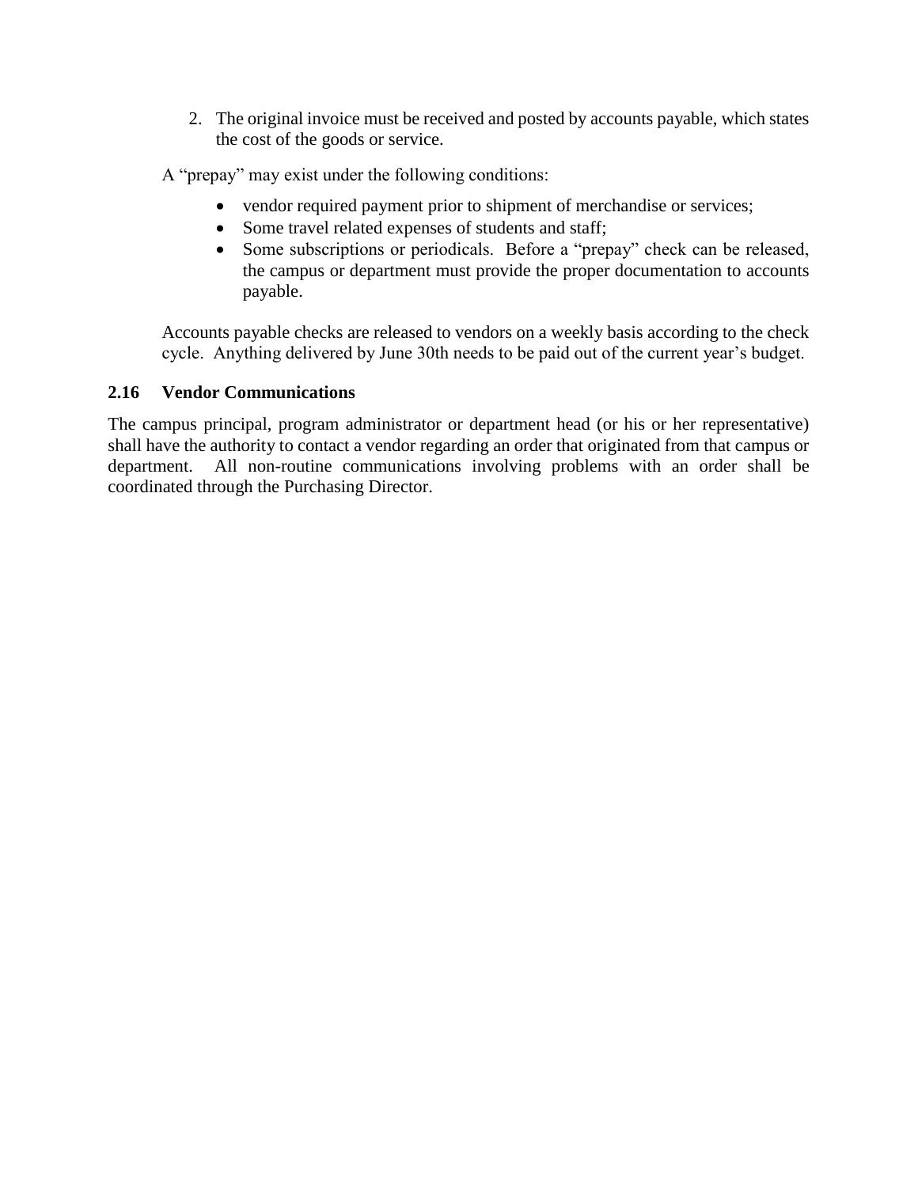2. The original invoice must be received and posted by accounts payable, which states the cost of the goods or service.

A "prepay" may exist under the following conditions:

- vendor required payment prior to shipment of merchandise or services;
- Some travel related expenses of students and staff;
- Some subscriptions or periodicals. Before a "prepay" check can be released, the campus or department must provide the proper documentation to accounts payable.

Accounts payable checks are released to vendors on a weekly basis according to the check cycle. Anything delivered by June 30th needs to be paid out of the current year's budget.

### 2.16 Vendor Communications

The campus principal, program administrator or department head (or his or her representative) shall have the authority to contact a vendor regarding an order that originated from that campus or department. All non-routine communications involving problems with an order shall be coordinated through the Purchasing Director.